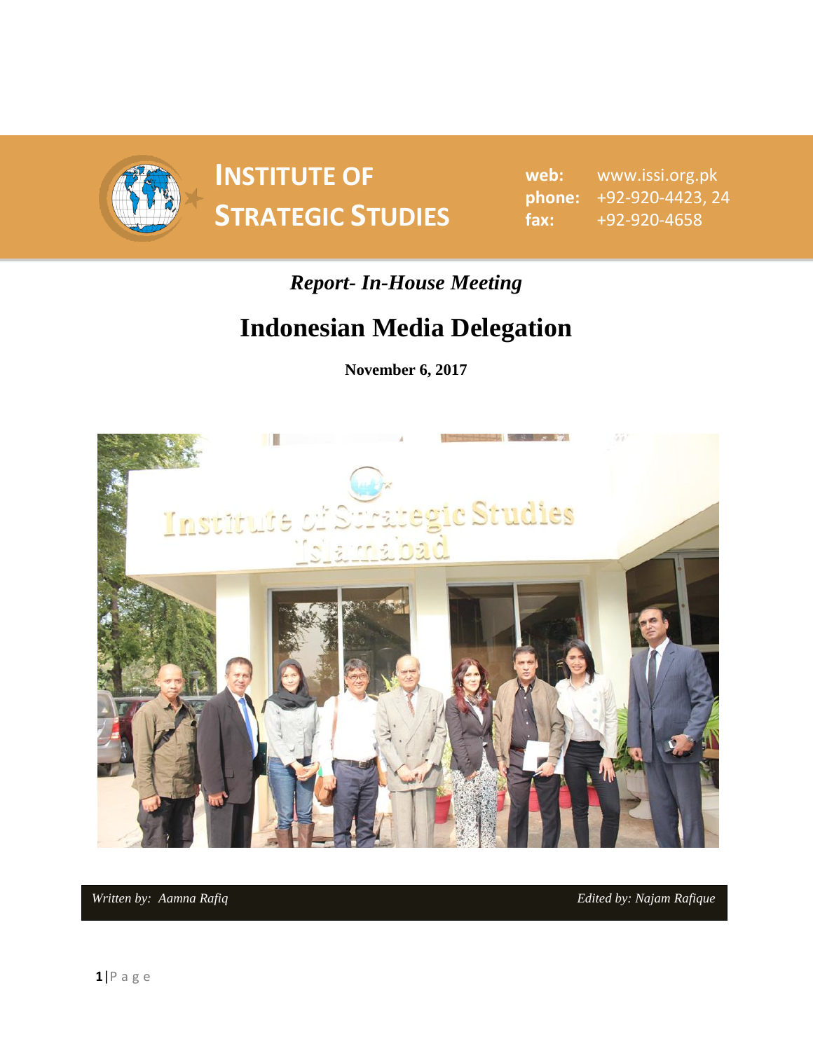# INSTITUTE OF STRATEGIC STUDIES

**web:** www.issi.org.pk
**phone:** +92-920-4423, 24
**fax:** +92-920-4658

***Report- In-House Meeting***

# Indonesian Media Delegation

**November 6, 2017**

*Written by: Aamna Rafiq* *Edited by: Najam Rafique*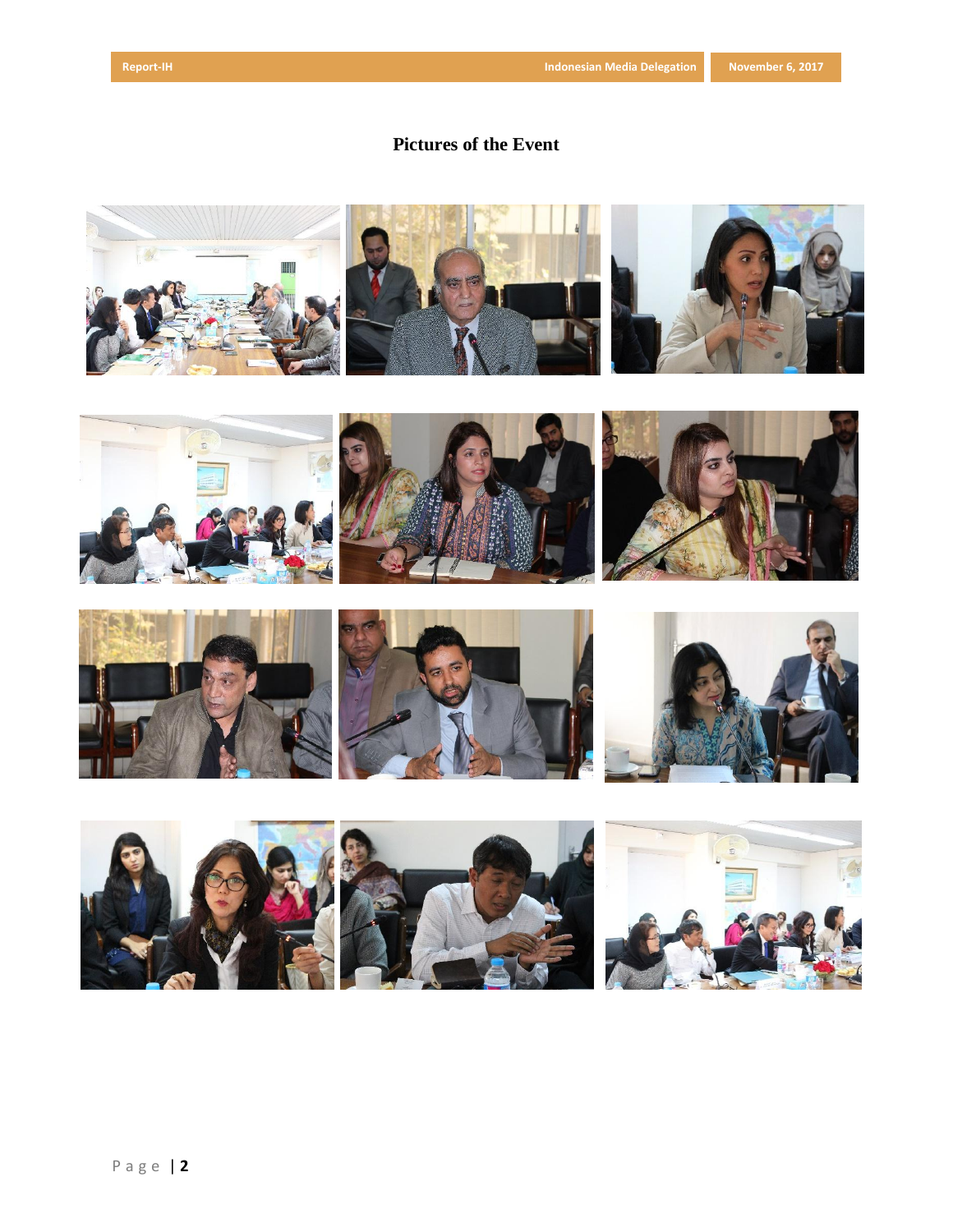# Pictures of the Event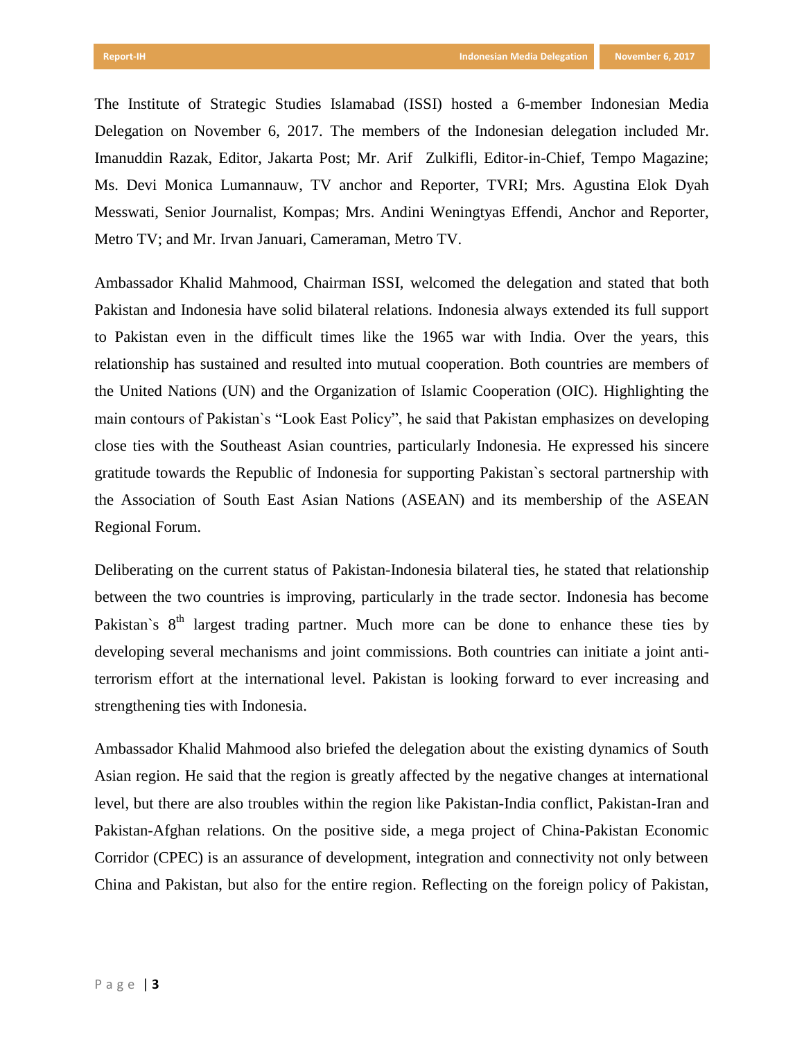The Institute of Strategic Studies Islamabad (ISSI) hosted a 6-member Indonesian Media Delegation on November 6, 2017. The members of the Indonesian delegation included Mr. Imanuddin Razak, Editor, Jakarta Post; Mr. Arif Zulkifli, Editor-in-Chief, Tempo Magazine; Ms. Devi Monica Lumannauw, TV anchor and Reporter, TVRI; Mrs. Agustina Elok Dyah Messwati, Senior Journalist, Kompas; Mrs. Andini Weningtyas Effendi, Anchor and Reporter, Metro TV; and Mr. Irvan Januari, Cameraman, Metro TV.

Ambassador Khalid Mahmood, Chairman ISSI, welcomed the delegation and stated that both Pakistan and Indonesia have solid bilateral relations. Indonesia always extended its full support to Pakistan even in the difficult times like the 1965 war with India. Over the years, this relationship has sustained and resulted into mutual cooperation. Both countries are members of the United Nations (UN) and the Organization of Islamic Cooperation (OIC). Highlighting the main contours of Pakistan`s "Look East Policy", he said that Pakistan emphasizes on developing close ties with the Southeast Asian countries, particularly Indonesia. He expressed his sincere gratitude towards the Republic of Indonesia for supporting Pakistan`s sectoral partnership with the Association of South East Asian Nations (ASEAN) and its membership of the ASEAN Regional Forum.

Deliberating on the current status of Pakistan-Indonesia bilateral ties, he stated that relationship between the two countries is improving, particularly in the trade sector. Indonesia has become Pakistan`s 8th largest trading partner. Much more can be done to enhance these ties by developing several mechanisms and joint commissions. Both countries can initiate a joint anti-terrorism effort at the international level. Pakistan is looking forward to ever increasing and strengthening ties with Indonesia.

Ambassador Khalid Mahmood also briefed the delegation about the existing dynamics of South Asian region. He said that the region is greatly affected by the negative changes at international level, but there are also troubles within the region like Pakistan-India conflict, Pakistan-Iran and Pakistan-Afghan relations. On the positive side, a mega project of China-Pakistan Economic Corridor (CPEC) is an assurance of development, integration and connectivity not only between China and Pakistan, but also for the entire region. Reflecting on the foreign policy of Pakistan,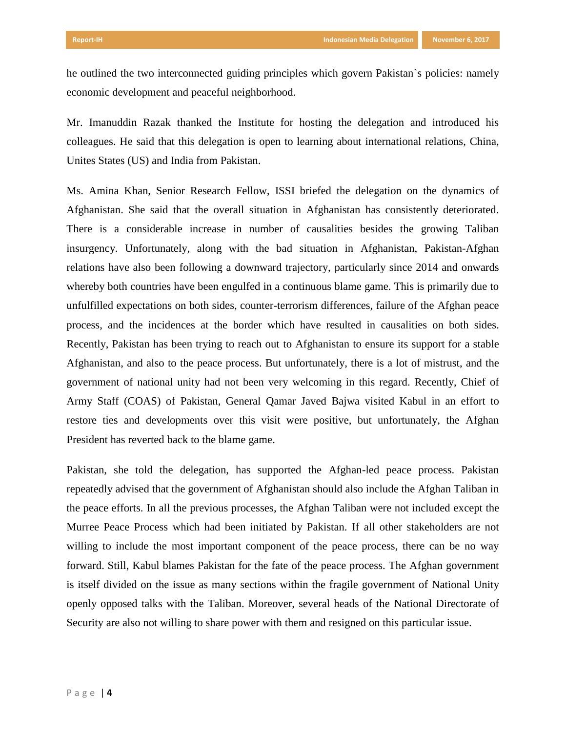he outlined the two interconnected guiding principles which govern Pakistan`s policies: namely economic development and peaceful neighborhood.

Mr. Imanuddin Razak thanked the Institute for hosting the delegation and introduced his colleagues. He said that this delegation is open to learning about international relations, China, Unites States (US) and India from Pakistan.

Ms. Amina Khan, Senior Research Fellow, ISSI briefed the delegation on the dynamics of Afghanistan. She said that the overall situation in Afghanistan has consistently deteriorated. There is a considerable increase in number of causalities besides the growing Taliban insurgency. Unfortunately, along with the bad situation in Afghanistan, Pakistan-Afghan relations have also been following a downward trajectory, particularly since 2014 and onwards whereby both countries have been engulfed in a continuous blame game. This is primarily due to unfulfilled expectations on both sides, counter-terrorism differences, failure of the Afghan peace process, and the incidences at the border which have resulted in causalities on both sides. Recently, Pakistan has been trying to reach out to Afghanistan to ensure its support for a stable Afghanistan, and also to the peace process. But unfortunately, there is a lot of mistrust, and the government of national unity had not been very welcoming in this regard. Recently, Chief of Army Staff (COAS) of Pakistan, General Qamar Javed Bajwa visited Kabul in an effort to restore ties and developments over this visit were positive, but unfortunately, the Afghan President has reverted back to the blame game.

Pakistan, she told the delegation, has supported the Afghan-led peace process. Pakistan repeatedly advised that the government of Afghanistan should also include the Afghan Taliban in the peace efforts. In all the previous processes, the Afghan Taliban were not included except the Murree Peace Process which had been initiated by Pakistan. If all other stakeholders are not willing to include the most important component of the peace process, there can be no way forward. Still, Kabul blames Pakistan for the fate of the peace process. The Afghan government is itself divided on the issue as many sections within the fragile government of National Unity openly opposed talks with the Taliban. Moreover, several heads of the National Directorate of Security are also not willing to share power with them and resigned on this particular issue.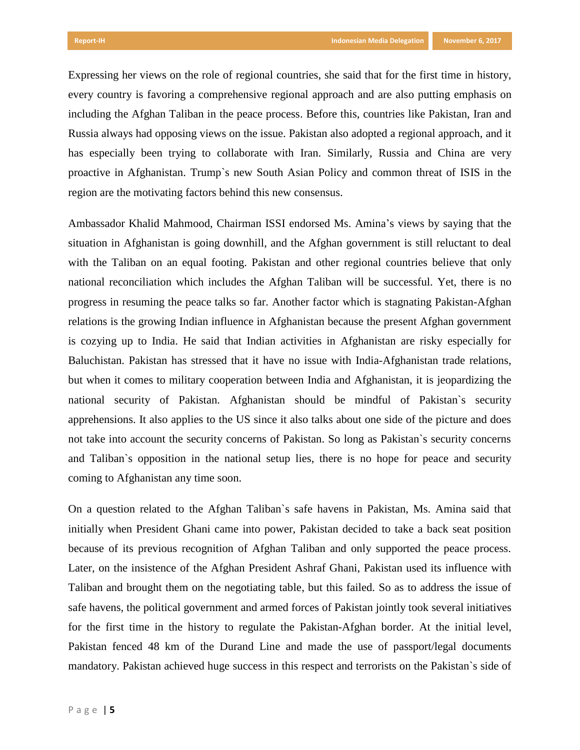Expressing her views on the role of regional countries, she said that for the first time in history, every country is favoring a comprehensive regional approach and are also putting emphasis on including the Afghan Taliban in the peace process. Before this, countries like Pakistan, Iran and Russia always had opposing views on the issue. Pakistan also adopted a regional approach, and it has especially been trying to collaborate with Iran. Similarly, Russia and China are very proactive in Afghanistan. Trump`s new South Asian Policy and common threat of ISIS in the region are the motivating factors behind this new consensus.

Ambassador Khalid Mahmood, Chairman ISSI endorsed Ms. Amina's views by saying that the situation in Afghanistan is going downhill, and the Afghan government is still reluctant to deal with the Taliban on an equal footing. Pakistan and other regional countries believe that only national reconciliation which includes the Afghan Taliban will be successful. Yet, there is no progress in resuming the peace talks so far. Another factor which is stagnating Pakistan-Afghan relations is the growing Indian influence in Afghanistan because the present Afghan government is cozying up to India. He said that Indian activities in Afghanistan are risky especially for Baluchistan. Pakistan has stressed that it have no issue with India-Afghanistan trade relations, but when it comes to military cooperation between India and Afghanistan, it is jeopardizing the national security of Pakistan. Afghanistan should be mindful of Pakistan`s security apprehensions. It also applies to the US since it also talks about one side of the picture and does not take into account the security concerns of Pakistan. So long as Pakistan`s security concerns and Taliban`s opposition in the national setup lies, there is no hope for peace and security coming to Afghanistan any time soon.

On a question related to the Afghan Taliban`s safe havens in Pakistan, Ms. Amina said that initially when President Ghani came into power, Pakistan decided to take a back seat position because of its previous recognition of Afghan Taliban and only supported the peace process. Later, on the insistence of the Afghan President Ashraf Ghani, Pakistan used its influence with Taliban and brought them on the negotiating table, but this failed. So as to address the issue of safe havens, the political government and armed forces of Pakistan jointly took several initiatives for the first time in the history to regulate the Pakistan-Afghan border. At the initial level, Pakistan fenced 48 km of the Durand Line and made the use of passport/legal documents mandatory. Pakistan achieved huge success in this respect and terrorists on the Pakistan`s side of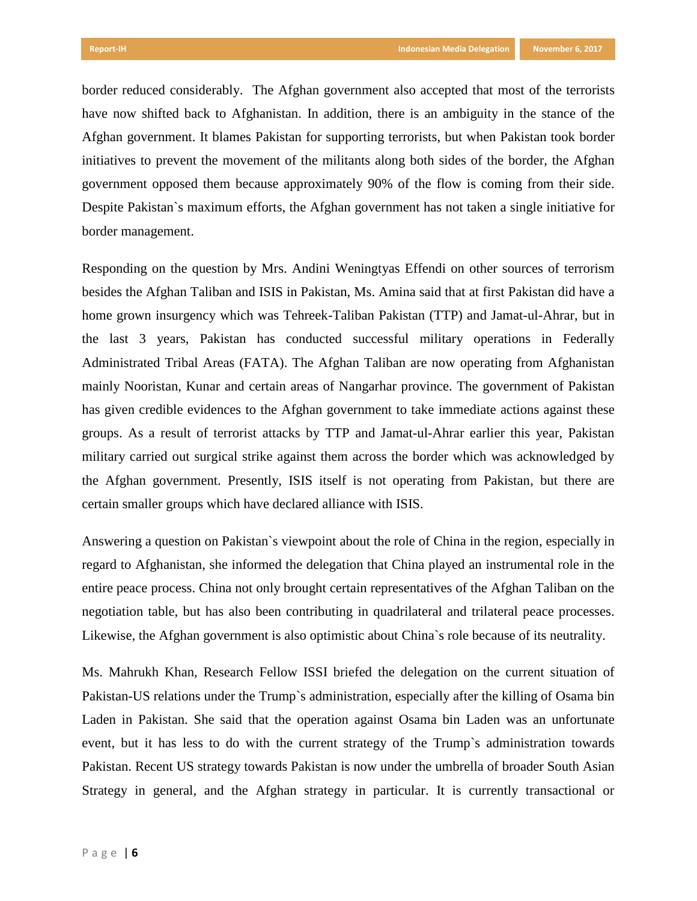border reduced considerably. The Afghan government also accepted that most of the terrorists have now shifted back to Afghanistan. In addition, there is an ambiguity in the stance of the Afghan government. It blames Pakistan for supporting terrorists, but when Pakistan took border initiatives to prevent the movement of the militants along both sides of the border, the Afghan government opposed them because approximately 90% of the flow is coming from their side. Despite Pakistan`s maximum efforts, the Afghan government has not taken a single initiative for border management.

Responding on the question by Mrs. Andini Weningtyas Effendi on other sources of terrorism besides the Afghan Taliban and ISIS in Pakistan, Ms. Amina said that at first Pakistan did have a home grown insurgency which was Tehreek-Taliban Pakistan (TTP) and Jamat-ul-Ahrar, but in the last 3 years, Pakistan has conducted successful military operations in Federally Administrated Tribal Areas (FATA). The Afghan Taliban are now operating from Afghanistan mainly Nooristan, Kunar and certain areas of Nangarhar province. The government of Pakistan has given credible evidences to the Afghan government to take immediate actions against these groups. As a result of terrorist attacks by TTP and Jamat-ul-Ahrar earlier this year, Pakistan military carried out surgical strike against them across the border which was acknowledged by the Afghan government. Presently, ISIS itself is not operating from Pakistan, but there are certain smaller groups which have declared alliance with ISIS.

Answering a question on Pakistan`s viewpoint about the role of China in the region, especially in regard to Afghanistan, she informed the delegation that China played an instrumental role in the entire peace process. China not only brought certain representatives of the Afghan Taliban on the negotiation table, but has also been contributing in quadrilateral and trilateral peace processes. Likewise, the Afghan government is also optimistic about China`s role because of its neutrality.

Ms. Mahrukh Khan, Research Fellow ISSI briefed the delegation on the current situation of Pakistan-US relations under the Trump`s administration, especially after the killing of Osama bin Laden in Pakistan. She said that the operation against Osama bin Laden was an unfortunate event, but it has less to do with the current strategy of the Trump`s administration towards Pakistan. Recent US strategy towards Pakistan is now under the umbrella of broader South Asian Strategy in general, and the Afghan strategy in particular. It is currently transactional or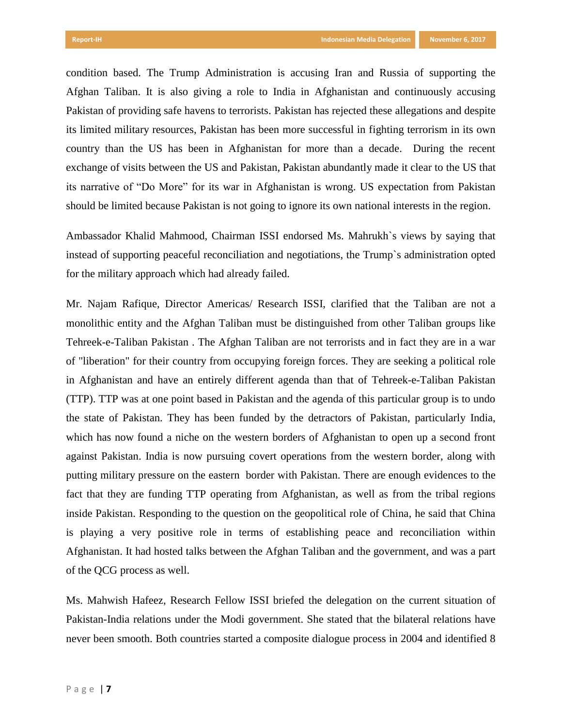condition based. The Trump Administration is accusing Iran and Russia of supporting the Afghan Taliban. It is also giving a role to India in Afghanistan and continuously accusing Pakistan of providing safe havens to terrorists. Pakistan has rejected these allegations and despite its limited military resources, Pakistan has been more successful in fighting terrorism in its own country than the US has been in Afghanistan for more than a decade. During the recent exchange of visits between the US and Pakistan, Pakistan abundantly made it clear to the US that its narrative of "Do More" for its war in Afghanistan is wrong. US expectation from Pakistan should be limited because Pakistan is not going to ignore its own national interests in the region.

Ambassador Khalid Mahmood, Chairman ISSI endorsed Ms. Mahrukh`s views by saying that instead of supporting peaceful reconciliation and negotiations, the Trump`s administration opted for the military approach which had already failed.

Mr. Najam Rafique, Director Americas/ Research ISSI, clarified that the Taliban are not a monolithic entity and the Afghan Taliban must be distinguished from other Taliban groups like Tehreek-e-Taliban Pakistan . The Afghan Taliban are not terrorists and in fact they are in a war of "liberation" for their country from occupying foreign forces. They are seeking a political role in Afghanistan and have an entirely different agenda than that of Tehreek-e-Taliban Pakistan (TTP). TTP was at one point based in Pakistan and the agenda of this particular group is to undo the state of Pakistan. They has been funded by the detractors of Pakistan, particularly India, which has now found a niche on the western borders of Afghanistan to open up a second front against Pakistan. India is now pursuing covert operations from the western border, along with putting military pressure on the eastern border with Pakistan. There are enough evidences to the fact that they are funding TTP operating from Afghanistan, as well as from the tribal regions inside Pakistan. Responding to the question on the geopolitical role of China, he said that China is playing a very positive role in terms of establishing peace and reconciliation within Afghanistan. It had hosted talks between the Afghan Taliban and the government, and was a part of the QCG process as well.

Ms. Mahwish Hafeez, Research Fellow ISSI briefed the delegation on the current situation of Pakistan-India relations under the Modi government. She stated that the bilateral relations have never been smooth. Both countries started a composite dialogue process in 2004 and identified 8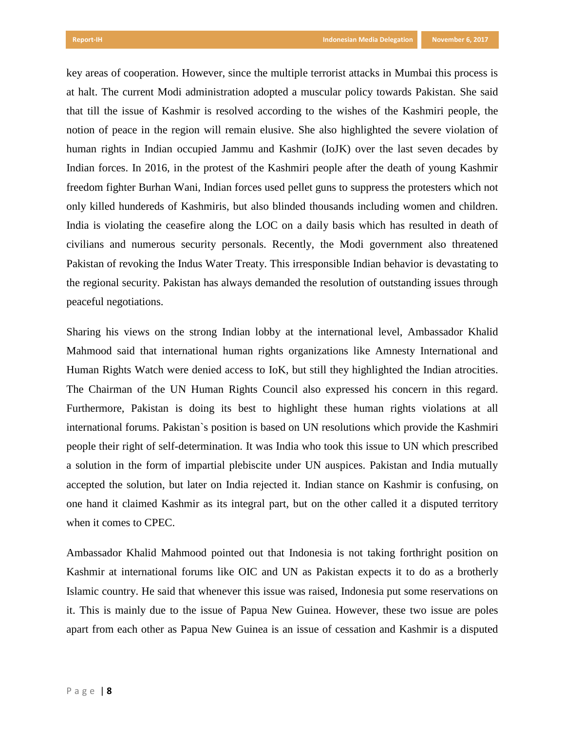key areas of cooperation. However, since the multiple terrorist attacks in Mumbai this process is at halt. The current Modi administration adopted a muscular policy towards Pakistan. She said that till the issue of Kashmir is resolved according to the wishes of the Kashmiri people, the notion of peace in the region will remain elusive. She also highlighted the severe violation of human rights in Indian occupied Jammu and Kashmir (IoJK) over the last seven decades by Indian forces. In 2016, in the protest of the Kashmiri people after the death of young Kashmir freedom fighter Burhan Wani, Indian forces used pellet guns to suppress the protesters which not only killed hundereds of Kashmiris, but also blinded thousands including women and children. India is violating the ceasefire along the LOC on a daily basis which has resulted in death of civilians and numerous security personals. Recently, the Modi government also threatened Pakistan of revoking the Indus Water Treaty. This irresponsible Indian behavior is devastating to the regional security. Pakistan has always demanded the resolution of outstanding issues through peaceful negotiations.

Sharing his views on the strong Indian lobby at the international level, Ambassador Khalid Mahmood said that international human rights organizations like Amnesty International and Human Rights Watch were denied access to IoK, but still they highlighted the Indian atrocities. The Chairman of the UN Human Rights Council also expressed his concern in this regard. Furthermore, Pakistan is doing its best to highlight these human rights violations at all international forums. Pakistan`s position is based on UN resolutions which provide the Kashmiri people their right of self-determination. It was India who took this issue to UN which prescribed a solution in the form of impartial plebiscite under UN auspices. Pakistan and India mutually accepted the solution, but later on India rejected it. Indian stance on Kashmir is confusing, on one hand it claimed Kashmir as its integral part, but on the other called it a disputed territory when it comes to CPEC.

Ambassador Khalid Mahmood pointed out that Indonesia is not taking forthright position on Kashmir at international forums like OIC and UN as Pakistan expects it to do as a brotherly Islamic country. He said that whenever this issue was raised, Indonesia put some reservations on it. This is mainly due to the issue of Papua New Guinea. However, these two issue are poles apart from each other as Papua New Guinea is an issue of cessation and Kashmir is a disputed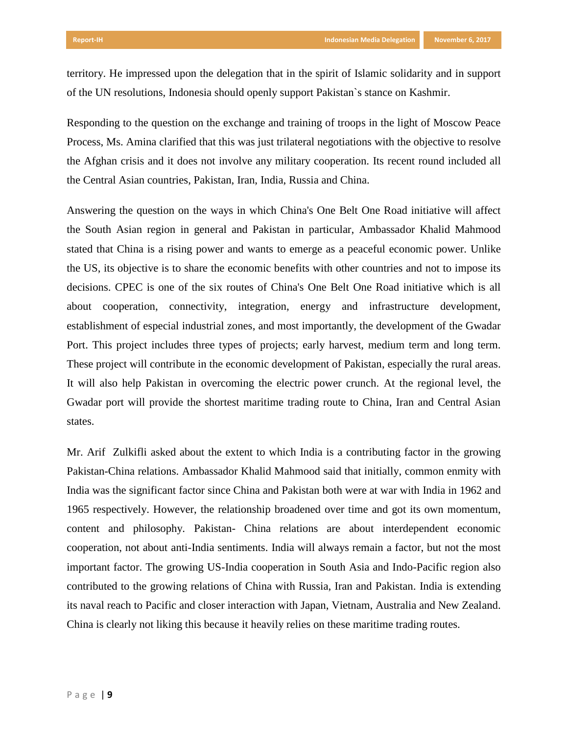territory. He impressed upon the delegation that in the spirit of Islamic solidarity and in support of the UN resolutions, Indonesia should openly support Pakistan`s stance on Kashmir.

Responding to the question on the exchange and training of troops in the light of Moscow Peace Process, Ms. Amina clarified that this was just trilateral negotiations with the objective to resolve the Afghan crisis and it does not involve any military cooperation. Its recent round included all the Central Asian countries, Pakistan, Iran, India, Russia and China.

Answering the question on the ways in which China's One Belt One Road initiative will affect the South Asian region in general and Pakistan in particular, Ambassador Khalid Mahmood stated that China is a rising power and wants to emerge as a peaceful economic power. Unlike the US, its objective is to share the economic benefits with other countries and not to impose its decisions. CPEC is one of the six routes of China's One Belt One Road initiative which is all about cooperation, connectivity, integration, energy and infrastructure development, establishment of especial industrial zones, and most importantly, the development of the Gwadar Port. This project includes three types of projects; early harvest, medium term and long term. These project will contribute in the economic development of Pakistan, especially the rural areas. It will also help Pakistan in overcoming the electric power crunch. At the regional level, the Gwadar port will provide the shortest maritime trading route to China, Iran and Central Asian states.

Mr. Arif Zulkifli asked about the extent to which India is a contributing factor in the growing Pakistan-China relations. Ambassador Khalid Mahmood said that initially, common enmity with India was the significant factor since China and Pakistan both were at war with India in 1962 and 1965 respectively. However, the relationship broadened over time and got its own momentum, content and philosophy. Pakistan- China relations are about interdependent economic cooperation, not about anti-India sentiments. India will always remain a factor, but not the most important factor. The growing US-India cooperation in South Asia and Indo-Pacific region also contributed to the growing relations of China with Russia, Iran and Pakistan. India is extending its naval reach to Pacific and closer interaction with Japan, Vietnam, Australia and New Zealand. China is clearly not liking this because it heavily relies on these maritime trading routes.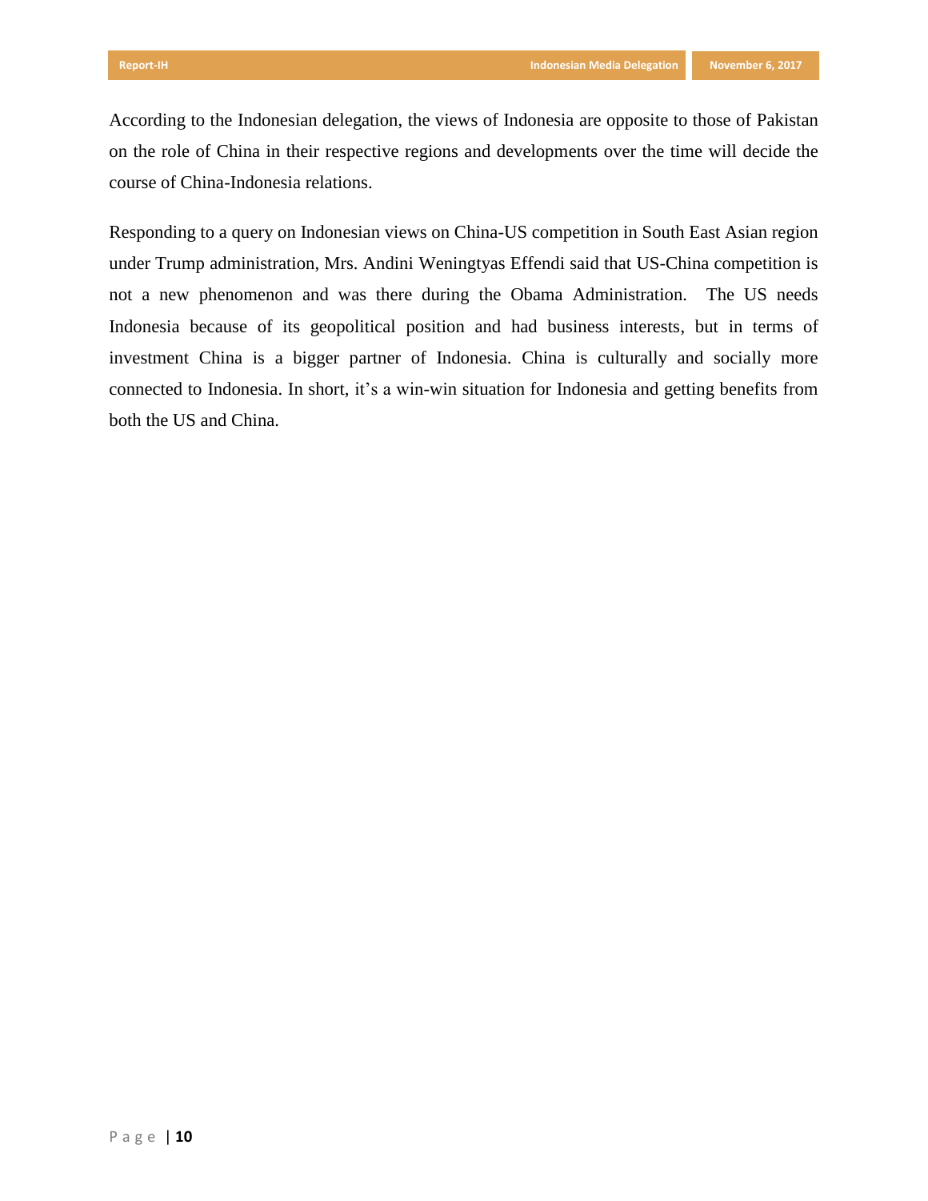According to the Indonesian delegation, the views of Indonesia are opposite to those of Pakistan on the role of China in their respective regions and developments over the time will decide the course of China-Indonesia relations.

Responding to a query on Indonesian views on China-US competition in South East Asian region under Trump administration, Mrs. Andini Weningtyas Effendi said that US-China competition is not a new phenomenon and was there during the Obama Administration. The US needs Indonesia because of its geopolitical position and had business interests, but in terms of investment China is a bigger partner of Indonesia. China is culturally and socially more connected to Indonesia. In short, it's a win-win situation for Indonesia and getting benefits from both the US and China.